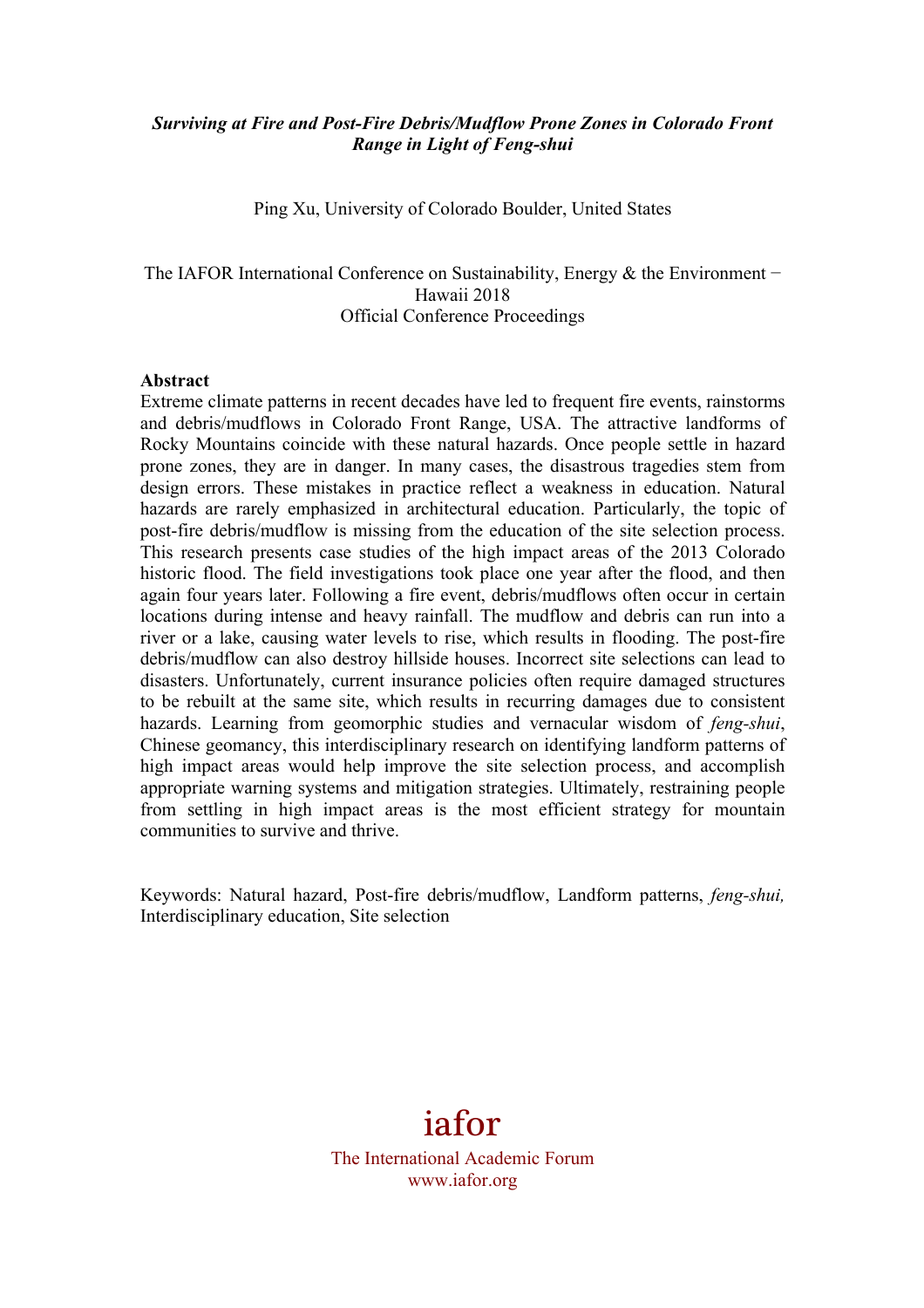***Surviving at Fire and Post-Fire Debris/Mudflow Prone Zones in Colorado Front Range in Light of Feng-shui***

Ping Xu, University of Colorado Boulder, United States

The IAFOR International Conference on Sustainability, Energy & the Environment − Hawaii 2018
Official Conference Proceedings

**Abstract**

Extreme climate patterns in recent decades have led to frequent fire events, rainstorms and debris/mudflows in Colorado Front Range, USA. The attractive landforms of Rocky Mountains coincide with these natural hazards. Once people settle in hazard prone zones, they are in danger. In many cases, the disastrous tragedies stem from design errors. These mistakes in practice reflect a weakness in education. Natural hazards are rarely emphasized in architectural education. Particularly, the topic of post-fire debris/mudflow is missing from the education of the site selection process. This research presents case studies of the high impact areas of the 2013 Colorado historic flood. The field investigations took place one year after the flood, and then again four years later. Following a fire event, debris/mudflows often occur in certain locations during intense and heavy rainfall. The mudflow and debris can run into a river or a lake, causing water levels to rise, which results in flooding. The post-fire debris/mudflow can also destroy hillside houses. Incorrect site selections can lead to disasters. Unfortunately, current insurance policies often require damaged structures to be rebuilt at the same site, which results in recurring damages due to consistent hazards. Learning from geomorphic studies and vernacular wisdom of *feng-shui*, Chinese geomancy, this interdisciplinary research on identifying landform patterns of high impact areas would help improve the site selection process, and accomplish appropriate warning systems and mitigation strategies. Ultimately, restraining people from settling in high impact areas is the most efficient strategy for mountain communities to survive and thrive.

Keywords: Natural hazard, Post-fire debris/mudflow, Landform patterns, *feng-shui,* Interdisciplinary education, Site selection

iafor
The International Academic Forum
www.iafor.org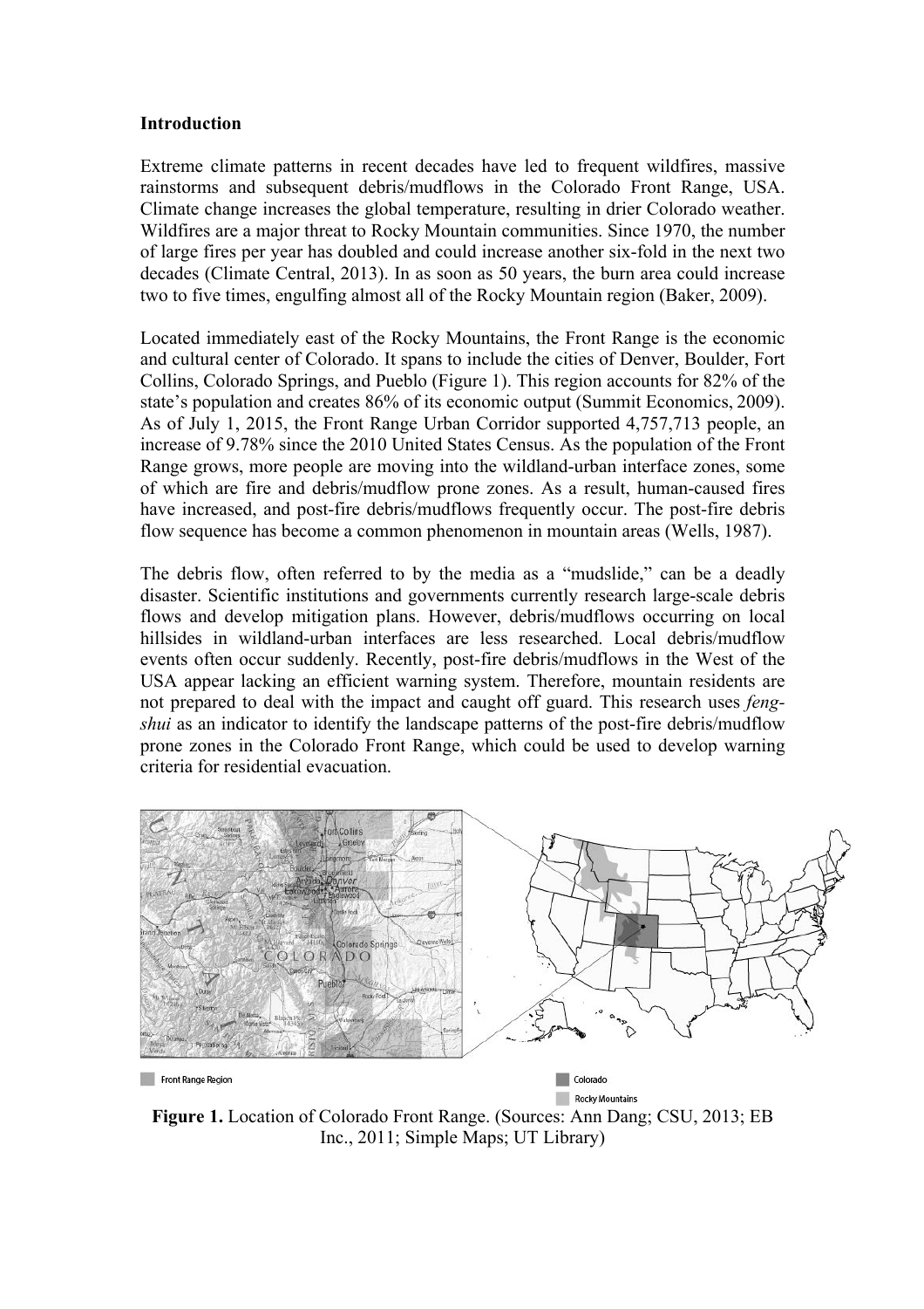## Introduction

Extreme climate patterns in recent decades have led to frequent wildfires, massive rainstorms and subsequent debris/mudflows in the Colorado Front Range, USA. Climate change increases the global temperature, resulting in drier Colorado weather. Wildfires are a major threat to Rocky Mountain communities. Since 1970, the number of large fires per year has doubled and could increase another six-fold in the next two decades (Climate Central, 2013). In as soon as 50 years, the burn area could increase two to five times, engulfing almost all of the Rocky Mountain region (Baker, 2009).

Located immediately east of the Rocky Mountains, the Front Range is the economic and cultural center of Colorado. It spans to include the cities of Denver, Boulder, Fort Collins, Colorado Springs, and Pueblo (Figure 1). This region accounts for 82% of the state's population and creates 86% of its economic output (Summit Economics, 2009). As of July 1, 2015, the Front Range Urban Corridor supported 4,757,713 people, an increase of 9.78% since the 2010 United States Census. As the population of the Front Range grows, more people are moving into the wildland-urban interface zones, some of which are fire and debris/mudflow prone zones. As a result, human-caused fires have increased, and post-fire debris/mudflows frequently occur. The post-fire debris flow sequence has become a common phenomenon in mountain areas (Wells, 1987).

The debris flow, often referred to by the media as a "mudslide," can be a deadly disaster. Scientific institutions and governments currently research large-scale debris flows and develop mitigation plans. However, debris/mudflows occurring on local hillsides in wildland-urban interfaces are less researched. Local debris/mudflow events often occur suddenly. Recently, post-fire debris/mudflows in the West of the USA appear lacking an efficient warning system. Therefore, mountain residents are not prepared to deal with the impact and caught off guard. This research uses *feng-shui* as an indicator to identify the landscape patterns of the post-fire debris/mudflow prone zones in the Colorado Front Range, which could be used to develop warning criteria for residential evacuation.

Front Range Region

Colorado

Rocky Mountains

**Figure 1.** Location of Colorado Front Range. (Sources: Ann Dang; CSU, 2013; EB Inc., 2011; Simple Maps; UT Library)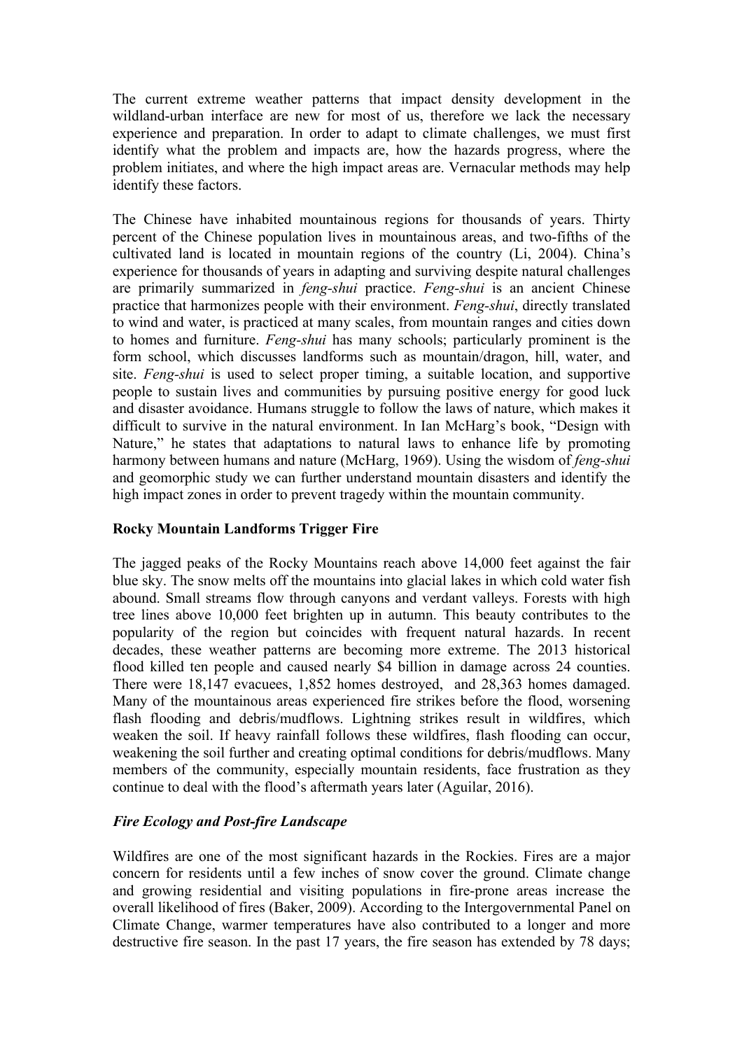The current extreme weather patterns that impact density development in the wildland-urban interface are new for most of us, therefore we lack the necessary experience and preparation. In order to adapt to climate challenges, we must first identify what the problem and impacts are, how the hazards progress, where the problem initiates, and where the high impact areas are. Vernacular methods may help identify these factors.

The Chinese have inhabited mountainous regions for thousands of years. Thirty percent of the Chinese population lives in mountainous areas, and two-fifths of the cultivated land is located in mountain regions of the country (Li, 2004). China's experience for thousands of years in adapting and surviving despite natural challenges are primarily summarized in *feng-shui* practice. *Feng-shui* is an ancient Chinese practice that harmonizes people with their environment. *Feng-shui*, directly translated to wind and water, is practiced at many scales, from mountain ranges and cities down to homes and furniture. *Feng-shui* has many schools; particularly prominent is the form school, which discusses landforms such as mountain/dragon, hill, water, and site. *Feng-shui* is used to select proper timing, a suitable location, and supportive people to sustain lives and communities by pursuing positive energy for good luck and disaster avoidance. Humans struggle to follow the laws of nature, which makes it difficult to survive in the natural environment. In Ian McHarg's book, "Design with Nature," he states that adaptations to natural laws to enhance life by promoting harmony between humans and nature (McHarg, 1969). Using the wisdom of *feng-shui* and geomorphic study we can further understand mountain disasters and identify the high impact zones in order to prevent tragedy within the mountain community.

## Rocky Mountain Landforms Trigger Fire

The jagged peaks of the Rocky Mountains reach above 14,000 feet against the fair blue sky. The snow melts off the mountains into glacial lakes in which cold water fish abound. Small streams flow through canyons and verdant valleys. Forests with high tree lines above 10,000 feet brighten up in autumn. This beauty contributes to the popularity of the region but coincides with frequent natural hazards. In recent decades, these weather patterns are becoming more extreme. The 2013 historical flood killed ten people and caused nearly $4 billion in damage across 24 counties. There were 18,147 evacuees, 1,852 homes destroyed, and 28,363 homes damaged. Many of the mountainous areas experienced fire strikes before the flood, worsening flash flooding and debris/mudflows. Lightning strikes result in wildfires, which weaken the soil. If heavy rainfall follows these wildfires, flash flooding can occur, weakening the soil further and creating optimal conditions for debris/mudflows. Many members of the community, especially mountain residents, face frustration as they continue to deal with the flood's aftermath years later (Aguilar, 2016).

### *Fire Ecology and Post-fire Landscape*

Wildfires are one of the most significant hazards in the Rockies. Fires are a major concern for residents until a few inches of snow cover the ground. Climate change and growing residential and visiting populations in fire-prone areas increase the overall likelihood of fires (Baker, 2009). According to the Intergovernmental Panel on Climate Change, warmer temperatures have also contributed to a longer and more destructive fire season. In the past 17 years, the fire season has extended by 78 days;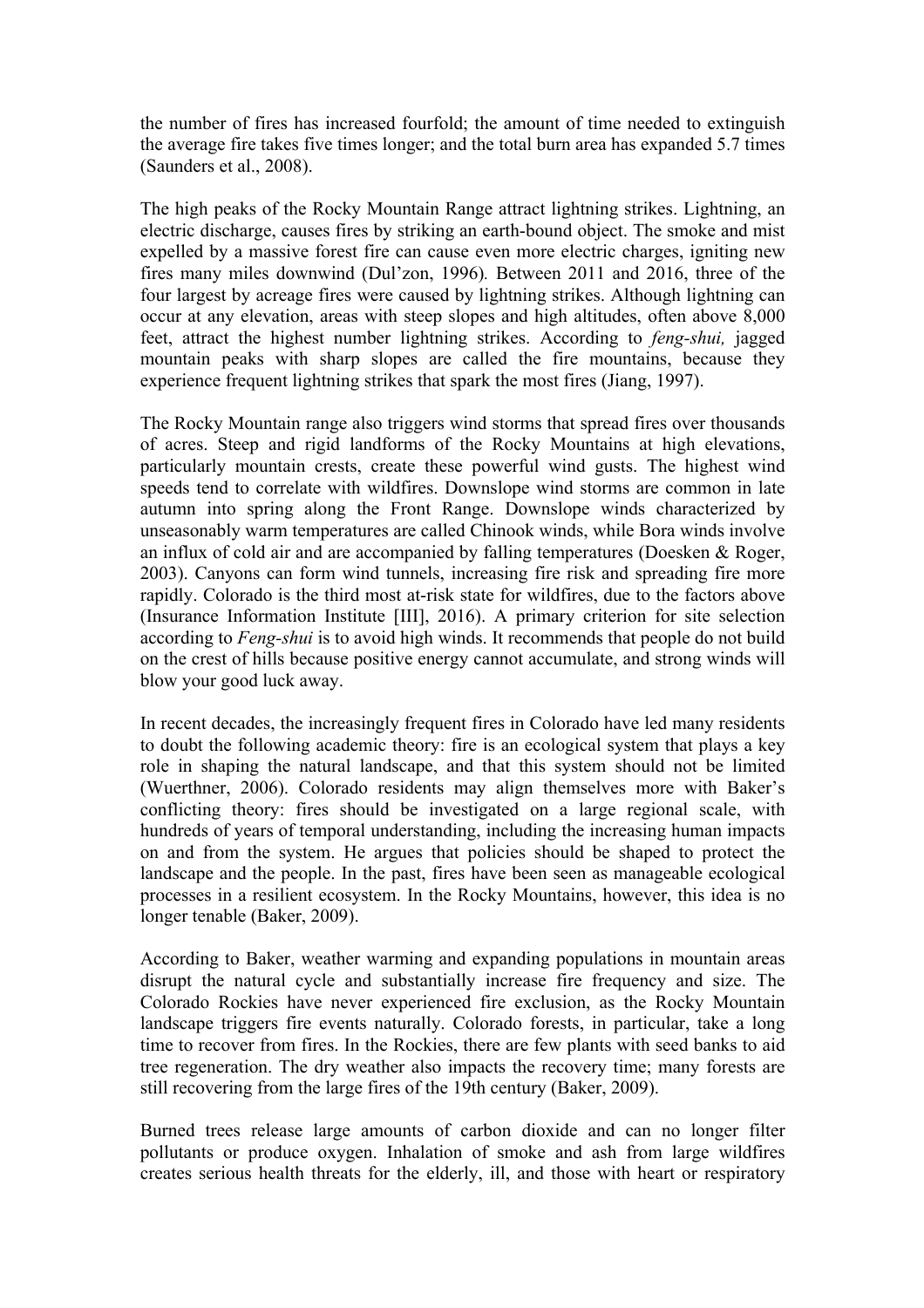the number of fires has increased fourfold; the amount of time needed to extinguish the average fire takes five times longer; and the total burn area has expanded 5.7 times (Saunders et al., 2008).

The high peaks of the Rocky Mountain Range attract lightning strikes. Lightning, an electric discharge, causes fires by striking an earth-bound object. The smoke and mist expelled by a massive forest fire can cause even more electric charges, igniting new fires many miles downwind (Dul'zon, 1996)*.* Between 2011 and 2016, three of the four largest by acreage fires were caused by lightning strikes. Although lightning can occur at any elevation, areas with steep slopes and high altitudes, often above 8,000 feet, attract the highest number lightning strikes. According to *feng-shui,* jagged mountain peaks with sharp slopes are called the fire mountains, because they experience frequent lightning strikes that spark the most fires (Jiang, 1997).

The Rocky Mountain range also triggers wind storms that spread fires over thousands of acres. Steep and rigid landforms of the Rocky Mountains at high elevations, particularly mountain crests, create these powerful wind gusts. The highest wind speeds tend to correlate with wildfires. Downslope wind storms are common in late autumn into spring along the Front Range. Downslope winds characterized by unseasonably warm temperatures are called Chinook winds, while Bora winds involve an influx of cold air and are accompanied by falling temperatures (Doesken & Roger, 2003). Canyons can form wind tunnels, increasing fire risk and spreading fire more rapidly. Colorado is the third most at-risk state for wildfires, due to the factors above (Insurance Information Institute [III], 2016). A primary criterion for site selection according to *Feng-shui* is to avoid high winds. It recommends that people do not build on the crest of hills because positive energy cannot accumulate, and strong winds will blow your good luck away.

In recent decades, the increasingly frequent fires in Colorado have led many residents to doubt the following academic theory: fire is an ecological system that plays a key role in shaping the natural landscape, and that this system should not be limited (Wuerthner, 2006). Colorado residents may align themselves more with Baker's conflicting theory: fires should be investigated on a large regional scale, with hundreds of years of temporal understanding, including the increasing human impacts on and from the system. He argues that policies should be shaped to protect the landscape and the people. In the past, fires have been seen as manageable ecological processes in a resilient ecosystem. In the Rocky Mountains, however, this idea is no longer tenable (Baker, 2009).

According to Baker, weather warming and expanding populations in mountain areas disrupt the natural cycle and substantially increase fire frequency and size. The Colorado Rockies have never experienced fire exclusion, as the Rocky Mountain landscape triggers fire events naturally. Colorado forests, in particular, take a long time to recover from fires. In the Rockies, there are few plants with seed banks to aid tree regeneration. The dry weather also impacts the recovery time; many forests are still recovering from the large fires of the 19th century (Baker, 2009).

Burned trees release large amounts of carbon dioxide and can no longer filter pollutants or produce oxygen. Inhalation of smoke and ash from large wildfires creates serious health threats for the elderly, ill, and those with heart or respiratory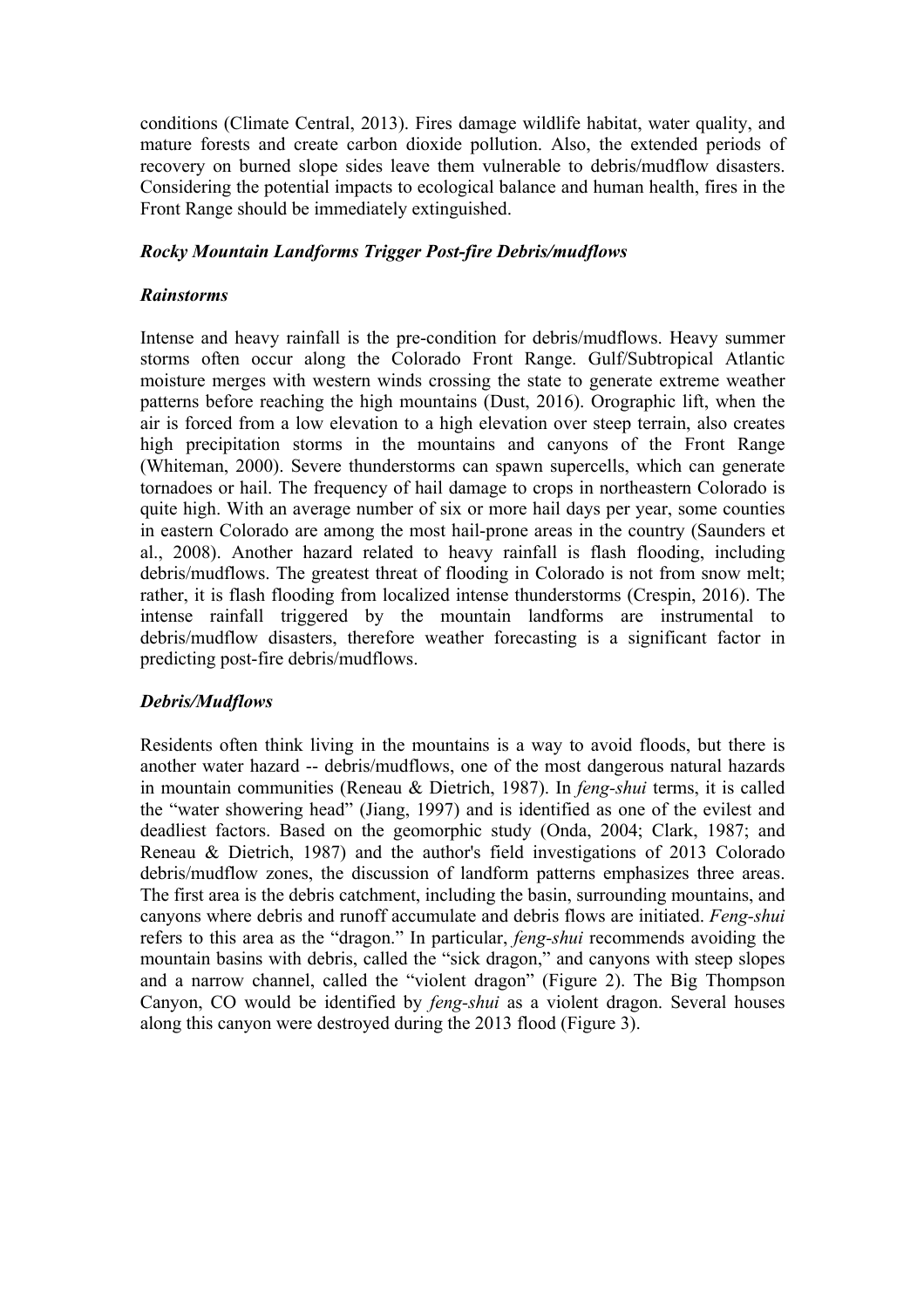conditions (Climate Central, 2013). Fires damage wildlife habitat, water quality, and mature forests and create carbon dioxide pollution. Also, the extended periods of recovery on burned slope sides leave them vulnerable to debris/mudflow disasters. Considering the potential impacts to ecological balance and human health, fires in the Front Range should be immediately extinguished.

### *Rocky Mountain Landforms Trigger Post-fire Debris/mudflows*

#### *Rainstorms*

Intense and heavy rainfall is the pre-condition for debris/mudflows. Heavy summer storms often occur along the Colorado Front Range. Gulf/Subtropical Atlantic moisture merges with western winds crossing the state to generate extreme weather patterns before reaching the high mountains (Dust, 2016). Orographic lift, when the air is forced from a low elevation to a high elevation over steep terrain, also creates high precipitation storms in the mountains and canyons of the Front Range (Whiteman, 2000). Severe thunderstorms can spawn supercells, which can generate tornadoes or hail. The frequency of hail damage to crops in northeastern Colorado is quite high. With an average number of six or more hail days per year, some counties in eastern Colorado are among the most hail-prone areas in the country (Saunders et al., 2008). Another hazard related to heavy rainfall is flash flooding, including debris/mudflows. The greatest threat of flooding in Colorado is not from snow melt; rather, it is flash flooding from localized intense thunderstorms (Crespin, 2016). The intense rainfall triggered by the mountain landforms are instrumental to debris/mudflow disasters, therefore weather forecasting is a significant factor in predicting post-fire debris/mudflows.

#### *Debris/Mudflows*

Residents often think living in the mountains is a way to avoid floods, but there is another water hazard -- debris/mudflows, one of the most dangerous natural hazards in mountain communities (Reneau & Dietrich, 1987). In *feng-shui* terms, it is called the "water showering head" (Jiang, 1997) and is identified as one of the evilest and deadliest factors. Based on the geomorphic study (Onda, 2004; Clark, 1987; and Reneau & Dietrich, 1987) and the author's field investigations of 2013 Colorado debris/mudflow zones, the discussion of landform patterns emphasizes three areas. The first area is the debris catchment, including the basin, surrounding mountains, and canyons where debris and runoff accumulate and debris flows are initiated. *Feng-shui* refers to this area as the "dragon." In particular, *feng-shui* recommends avoiding the mountain basins with debris, called the "sick dragon," and canyons with steep slopes and a narrow channel, called the "violent dragon" (Figure 2). The Big Thompson Canyon, CO would be identified by *feng-shui* as a violent dragon. Several houses along this canyon were destroyed during the 2013 flood (Figure 3).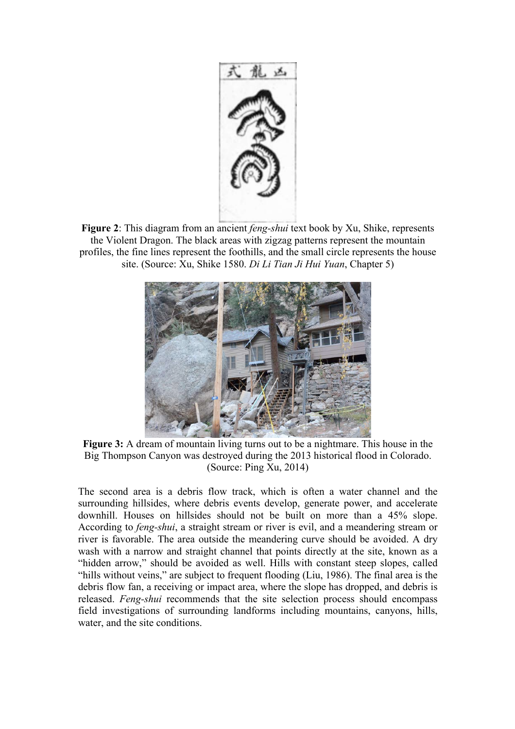**Figure 2**: This diagram from an ancient *feng-shui* text book by Xu, Shike, represents the Violent Dragon. The black areas with zigzag patterns represent the mountain profiles, the fine lines represent the foothills, and the small circle represents the house site. (Source: Xu, Shike 1580. *Di Li Tian Ji Hui Yuan*, Chapter 5)

**Figure 3:** A dream of mountain living turns out to be a nightmare. This house in the Big Thompson Canyon was destroyed during the 2013 historical flood in Colorado. (Source: Ping Xu, 2014)

The second area is a debris flow track, which is often a water channel and the surrounding hillsides, where debris events develop, generate power, and accelerate downhill. Houses on hillsides should not be built on more than a 45% slope. According to *feng-shui*, a straight stream or river is evil, and a meandering stream or river is favorable. The area outside the meandering curve should be avoided. A dry wash with a narrow and straight channel that points directly at the site, known as a "hidden arrow," should be avoided as well. Hills with constant steep slopes, called "hills without veins," are subject to frequent flooding (Liu, 1986). The final area is the debris flow fan, a receiving or impact area, where the slope has dropped, and debris is released. *Feng-shui* recommends that the site selection process should encompass field investigations of surrounding landforms including mountains, canyons, hills, water, and the site conditions.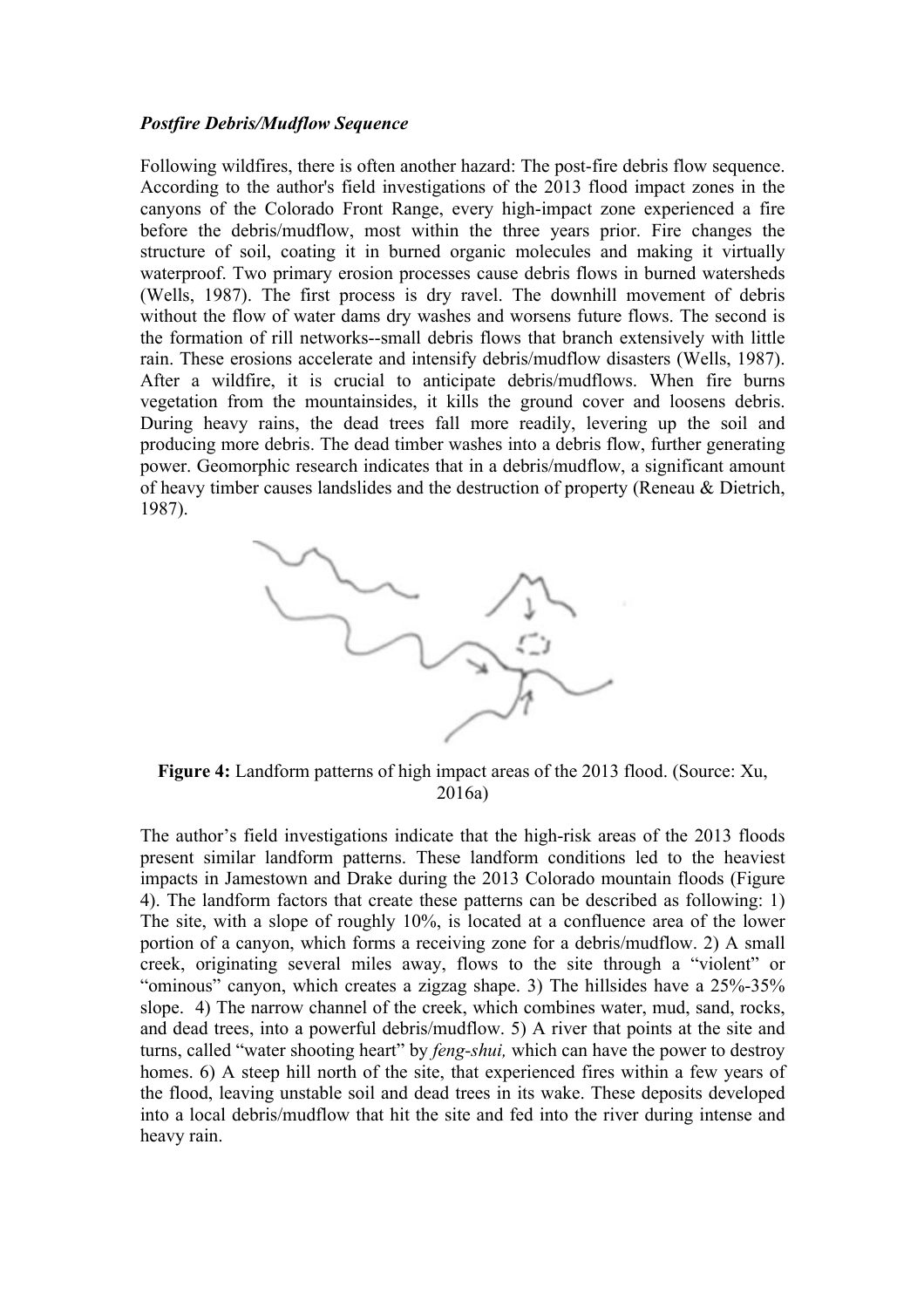***Postfire Debris/Mudflow Sequence***

Following wildfires, there is often another hazard: The post-fire debris flow sequence. According to the author's field investigations of the 2013 flood impact zones in the canyons of the Colorado Front Range, every high-impact zone experienced a fire before the debris/mudflow, most within the three years prior. Fire changes the structure of soil, coating it in burned organic molecules and making it virtually waterproof. Two primary erosion processes cause debris flows in burned watersheds (Wells, 1987). The first process is dry ravel. The downhill movement of debris without the flow of water dams dry washes and worsens future flows. The second is the formation of rill networks--small debris flows that branch extensively with little rain. These erosions accelerate and intensify debris/mudflow disasters (Wells, 1987). After a wildfire, it is crucial to anticipate debris/mudflows. When fire burns vegetation from the mountainsides, it kills the ground cover and loosens debris. During heavy rains, the dead trees fall more readily, levering up the soil and producing more debris. The dead timber washes into a debris flow, further generating power. Geomorphic research indicates that in a debris/mudflow, a significant amount of heavy timber causes landslides and the destruction of property (Reneau & Dietrich, 1987).

**Figure 4:** Landform patterns of high impact areas of the 2013 flood. (Source: Xu, 2016a)

The author's field investigations indicate that the high-risk areas of the 2013 floods present similar landform patterns. These landform conditions led to the heaviest impacts in Jamestown and Drake during the 2013 Colorado mountain floods (Figure 4). The landform factors that create these patterns can be described as following: 1) The site, with a slope of roughly 10%, is located at a confluence area of the lower portion of a canyon, which forms a receiving zone for a debris/mudflow. 2) A small creek, originating several miles away, flows to the site through a "violent" or "ominous" canyon, which creates a zigzag shape. 3) The hillsides have a 25%-35% slope. 4) The narrow channel of the creek, which combines water, mud, sand, rocks, and dead trees, into a powerful debris/mudflow. 5) A river that points at the site and turns, called "water shooting heart" by *feng-shui,* which can have the power to destroy homes. 6) A steep hill north of the site, that experienced fires within a few years of the flood, leaving unstable soil and dead trees in its wake. These deposits developed into a local debris/mudflow that hit the site and fed into the river during intense and heavy rain.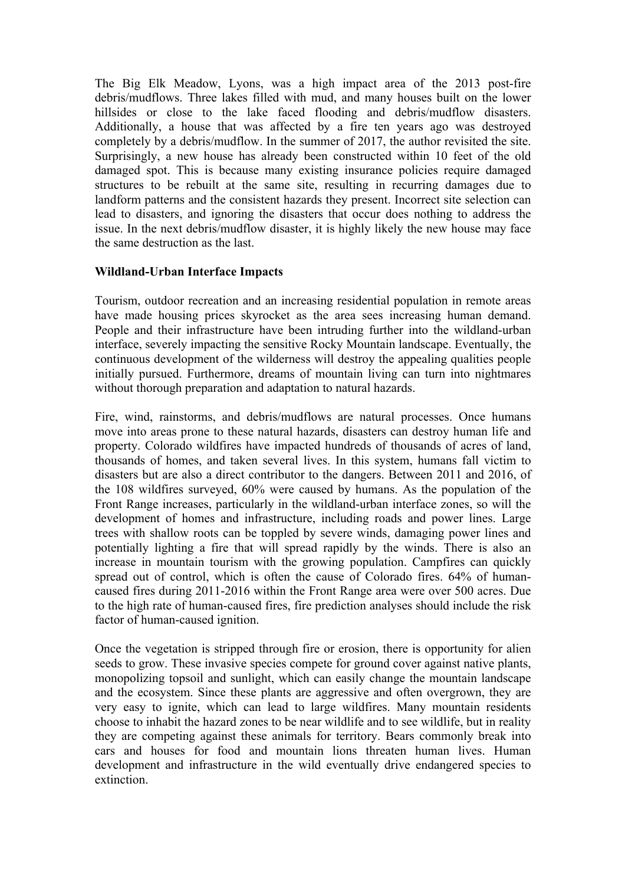The Big Elk Meadow, Lyons, was a high impact area of the 2013 post-fire debris/mudflows. Three lakes filled with mud, and many houses built on the lower hillsides or close to the lake faced flooding and debris/mudflow disasters. Additionally, a house that was affected by a fire ten years ago was destroyed completely by a debris/mudflow. In the summer of 2017, the author revisited the site. Surprisingly, a new house has already been constructed within 10 feet of the old damaged spot. This is because many existing insurance policies require damaged structures to be rebuilt at the same site, resulting in recurring damages due to landform patterns and the consistent hazards they present. Incorrect site selection can lead to disasters, and ignoring the disasters that occur does nothing to address the issue. In the next debris/mudflow disaster, it is highly likely the new house may face the same destruction as the last.

**Wildland-Urban Interface Impacts**

Tourism, outdoor recreation and an increasing residential population in remote areas have made housing prices skyrocket as the area sees increasing human demand. People and their infrastructure have been intruding further into the wildland-urban interface, severely impacting the sensitive Rocky Mountain landscape. Eventually, the continuous development of the wilderness will destroy the appealing qualities people initially pursued. Furthermore, dreams of mountain living can turn into nightmares without thorough preparation and adaptation to natural hazards.

Fire, wind, rainstorms, and debris/mudflows are natural processes. Once humans move into areas prone to these natural hazards, disasters can destroy human life and property. Colorado wildfires have impacted hundreds of thousands of acres of land, thousands of homes, and taken several lives. In this system, humans fall victim to disasters but are also a direct contributor to the dangers. Between 2011 and 2016, of the 108 wildfires surveyed, 60% were caused by humans. As the population of the Front Range increases, particularly in the wildland-urban interface zones, so will the development of homes and infrastructure, including roads and power lines. Large trees with shallow roots can be toppled by severe winds, damaging power lines and potentially lighting a fire that will spread rapidly by the winds. There is also an increase in mountain tourism with the growing population. Campfires can quickly spread out of control, which is often the cause of Colorado fires. 64% of human-caused fires during 2011-2016 within the Front Range area were over 500 acres. Due to the high rate of human-caused fires, fire prediction analyses should include the risk factor of human-caused ignition.

Once the vegetation is stripped through fire or erosion, there is opportunity for alien seeds to grow. These invasive species compete for ground cover against native plants, monopolizing topsoil and sunlight, which can easily change the mountain landscape and the ecosystem. Since these plants are aggressive and often overgrown, they are very easy to ignite, which can lead to large wildfires. Many mountain residents choose to inhabit the hazard zones to be near wildlife and to see wildlife, but in reality they are competing against these animals for territory. Bears commonly break into cars and houses for food and mountain lions threaten human lives. Human development and infrastructure in the wild eventually drive endangered species to extinction.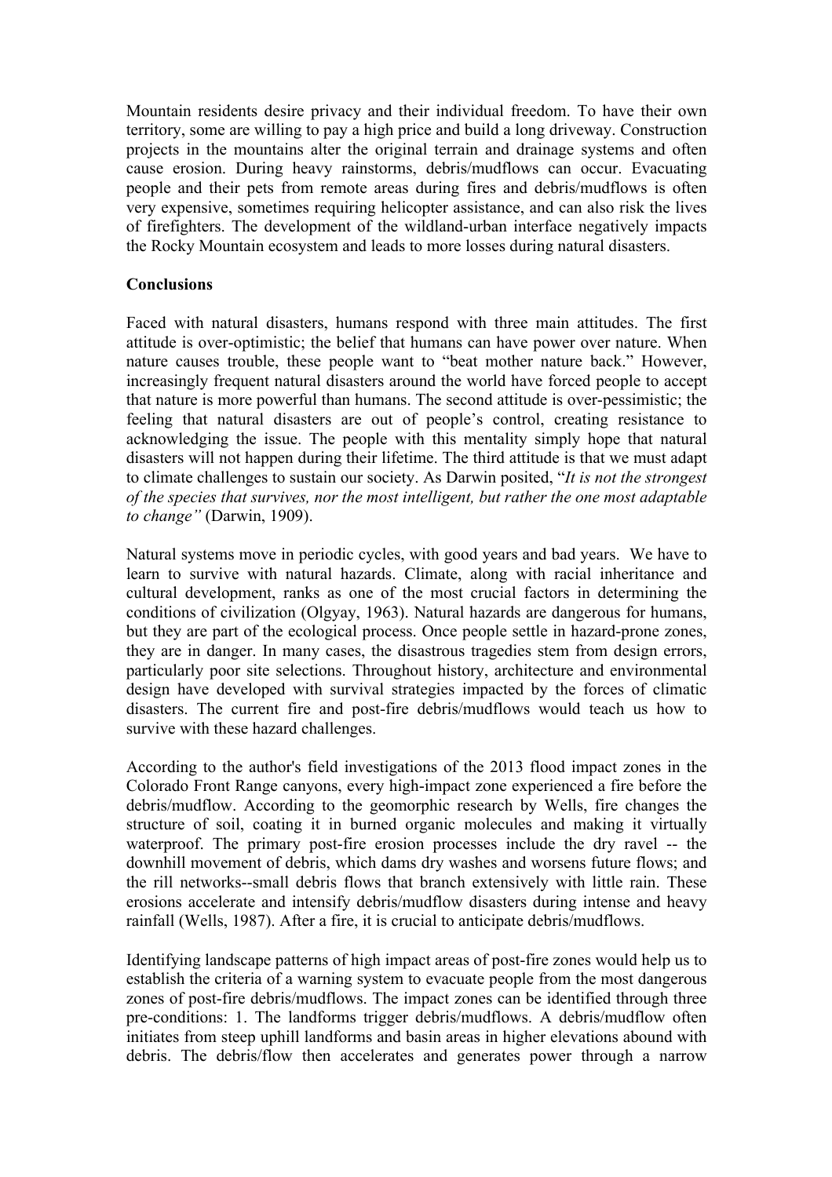Mountain residents desire privacy and their individual freedom. To have their own territory, some are willing to pay a high price and build a long driveway. Construction projects in the mountains alter the original terrain and drainage systems and often cause erosion. During heavy rainstorms, debris/mudflows can occur. Evacuating people and their pets from remote areas during fires and debris/mudflows is often very expensive, sometimes requiring helicopter assistance, and can also risk the lives of firefighters. The development of the wildland-urban interface negatively impacts the Rocky Mountain ecosystem and leads to more losses during natural disasters.

**Conclusions**

Faced with natural disasters, humans respond with three main attitudes. The first attitude is over-optimistic; the belief that humans can have power over nature. When nature causes trouble, these people want to "beat mother nature back." However, increasingly frequent natural disasters around the world have forced people to accept that nature is more powerful than humans. The second attitude is over-pessimistic; the feeling that natural disasters are out of people's control, creating resistance to acknowledging the issue. The people with this mentality simply hope that natural disasters will not happen during their lifetime. The third attitude is that we must adapt to climate challenges to sustain our society. As Darwin posited, "*It is not the strongest of the species that survives, nor the most intelligent, but rather the one most adaptable to change"* (Darwin, 1909).

Natural systems move in periodic cycles, with good years and bad years. We have to learn to survive with natural hazards. Climate, along with racial inheritance and cultural development, ranks as one of the most crucial factors in determining the conditions of civilization (Olgyay, 1963). Natural hazards are dangerous for humans, but they are part of the ecological process. Once people settle in hazard-prone zones, they are in danger. In many cases, the disastrous tragedies stem from design errors, particularly poor site selections. Throughout history, architecture and environmental design have developed with survival strategies impacted by the forces of climatic disasters. The current fire and post-fire debris/mudflows would teach us how to survive with these hazard challenges.

According to the author's field investigations of the 2013 flood impact zones in the Colorado Front Range canyons, every high-impact zone experienced a fire before the debris/mudflow. According to the geomorphic research by Wells, fire changes the structure of soil, coating it in burned organic molecules and making it virtually waterproof. The primary post-fire erosion processes include the dry ravel -- the downhill movement of debris, which dams dry washes and worsens future flows; and the rill networks--small debris flows that branch extensively with little rain. These erosions accelerate and intensify debris/mudflow disasters during intense and heavy rainfall (Wells, 1987). After a fire, it is crucial to anticipate debris/mudflows.

Identifying landscape patterns of high impact areas of post-fire zones would help us to establish the criteria of a warning system to evacuate people from the most dangerous zones of post-fire debris/mudflows. The impact zones can be identified through three pre-conditions: 1. The landforms trigger debris/mudflows. A debris/mudflow often initiates from steep uphill landforms and basin areas in higher elevations abound with debris. The debris/flow then accelerates and generates power through a narrow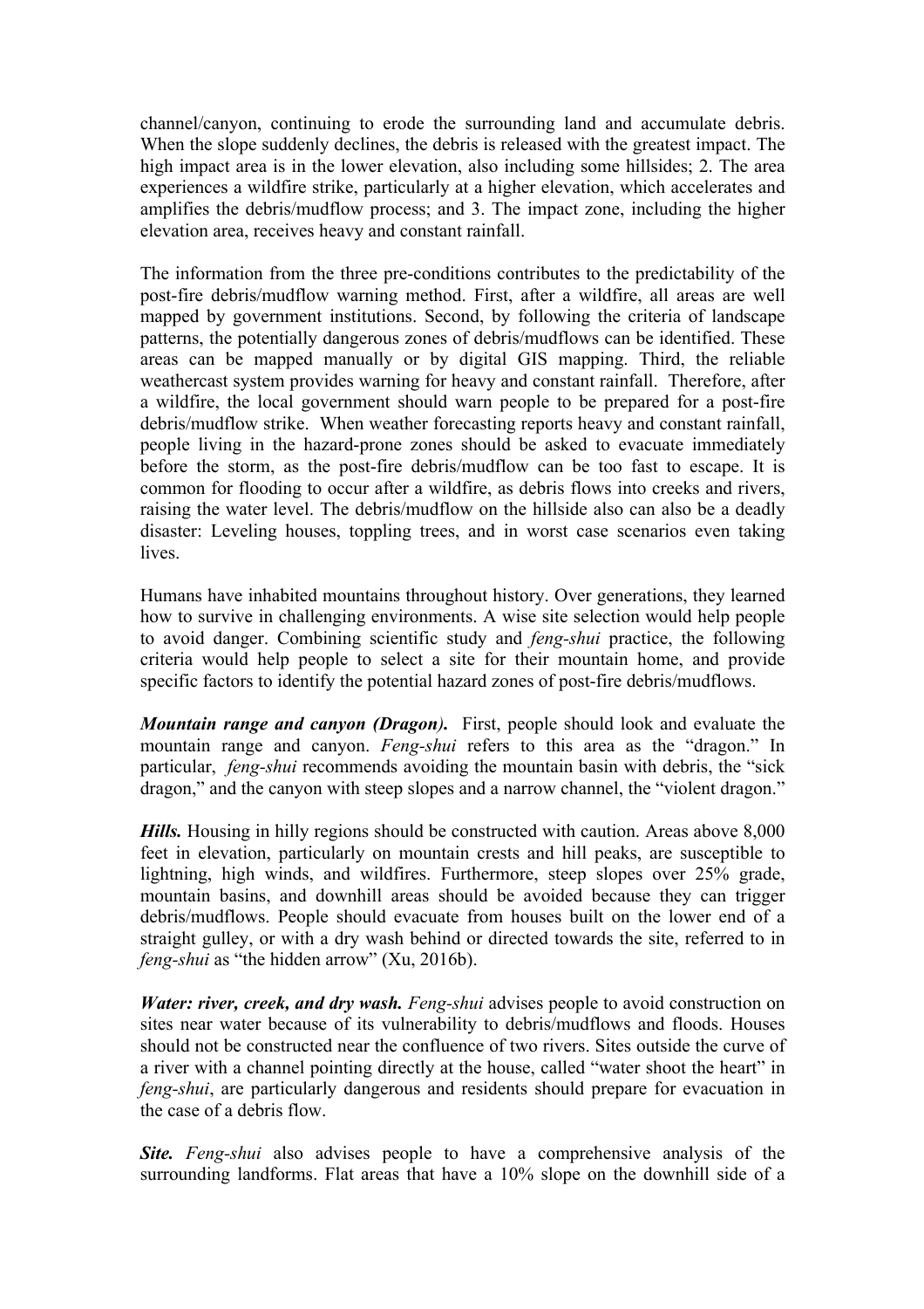channel/canyon, continuing to erode the surrounding land and accumulate debris. When the slope suddenly declines, the debris is released with the greatest impact. The high impact area is in the lower elevation, also including some hillsides; 2. The area experiences a wildfire strike, particularly at a higher elevation, which accelerates and amplifies the debris/mudflow process; and 3. The impact zone, including the higher elevation area, receives heavy and constant rainfall.

The information from the three pre-conditions contributes to the predictability of the post-fire debris/mudflow warning method. First, after a wildfire, all areas are well mapped by government institutions. Second, by following the criteria of landscape patterns, the potentially dangerous zones of debris/mudflows can be identified. These areas can be mapped manually or by digital GIS mapping. Third, the reliable weathercast system provides warning for heavy and constant rainfall. Therefore, after a wildfire, the local government should warn people to be prepared for a post-fire debris/mudflow strike. When weather forecasting reports heavy and constant rainfall, people living in the hazard-prone zones should be asked to evacuate immediately before the storm, as the post-fire debris/mudflow can be too fast to escape. It is common for flooding to occur after a wildfire, as debris flows into creeks and rivers, raising the water level. The debris/mudflow on the hillside also can also be a deadly disaster: Leveling houses, toppling trees, and in worst case scenarios even taking lives.

Humans have inhabited mountains throughout history. Over generations, they learned how to survive in challenging environments. A wise site selection would help people to avoid danger. Combining scientific study and *feng-shui* practice, the following criteria would help people to select a site for their mountain home, and provide specific factors to identify the potential hazard zones of post-fire debris/mudflows.

***Mountain range and canyon (Dragon).*** First, people should look and evaluate the mountain range and canyon. *Feng-shui* refers to this area as the "dragon." In particular, *feng-shui* recommends avoiding the mountain basin with debris, the "sick dragon," and the canyon with steep slopes and a narrow channel, the "violent dragon."

***Hills.*** Housing in hilly regions should be constructed with caution. Areas above 8,000 feet in elevation, particularly on mountain crests and hill peaks, are susceptible to lightning, high winds, and wildfires. Furthermore, steep slopes over 25% grade, mountain basins, and downhill areas should be avoided because they can trigger debris/mudflows. People should evacuate from houses built on the lower end of a straight gulley, or with a dry wash behind or directed towards the site, referred to in *feng-shui* as "the hidden arrow" (Xu, 2016b).

***Water: river, creek, and dry wash.*** *Feng-shui* advises people to avoid construction on sites near water because of its vulnerability to debris/mudflows and floods. Houses should not be constructed near the confluence of two rivers. Sites outside the curve of a river with a channel pointing directly at the house, called "water shoot the heart" in *feng-shui*, are particularly dangerous and residents should prepare for evacuation in the case of a debris flow.

***Site.*** *Feng-shui* also advises people to have a comprehensive analysis of the surrounding landforms. Flat areas that have a 10% slope on the downhill side of a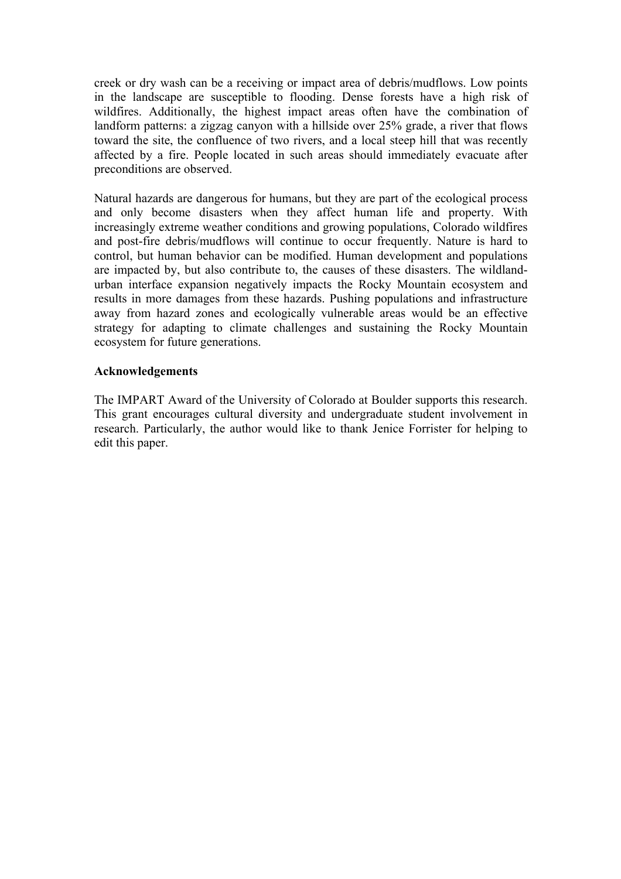creek or dry wash can be a receiving or impact area of debris/mudflows. Low points in the landscape are susceptible to flooding. Dense forests have a high risk of wildfires. Additionally, the highest impact areas often have the combination of landform patterns: a zigzag canyon with a hillside over 25% grade, a river that flows toward the site, the confluence of two rivers, and a local steep hill that was recently affected by a fire. People located in such areas should immediately evacuate after preconditions are observed.

Natural hazards are dangerous for humans, but they are part of the ecological process and only become disasters when they affect human life and property. With increasingly extreme weather conditions and growing populations, Colorado wildfires and post-fire debris/mudflows will continue to occur frequently. Nature is hard to control, but human behavior can be modified. Human development and populations are impacted by, but also contribute to, the causes of these disasters. The wildland-urban interface expansion negatively impacts the Rocky Mountain ecosystem and results in more damages from these hazards. Pushing populations and infrastructure away from hazard zones and ecologically vulnerable areas would be an effective strategy for adapting to climate challenges and sustaining the Rocky Mountain ecosystem for future generations.

**Acknowledgements**

The IMPART Award of the University of Colorado at Boulder supports this research. This grant encourages cultural diversity and undergraduate student involvement in research. Particularly, the author would like to thank Jenice Forrister for helping to edit this paper.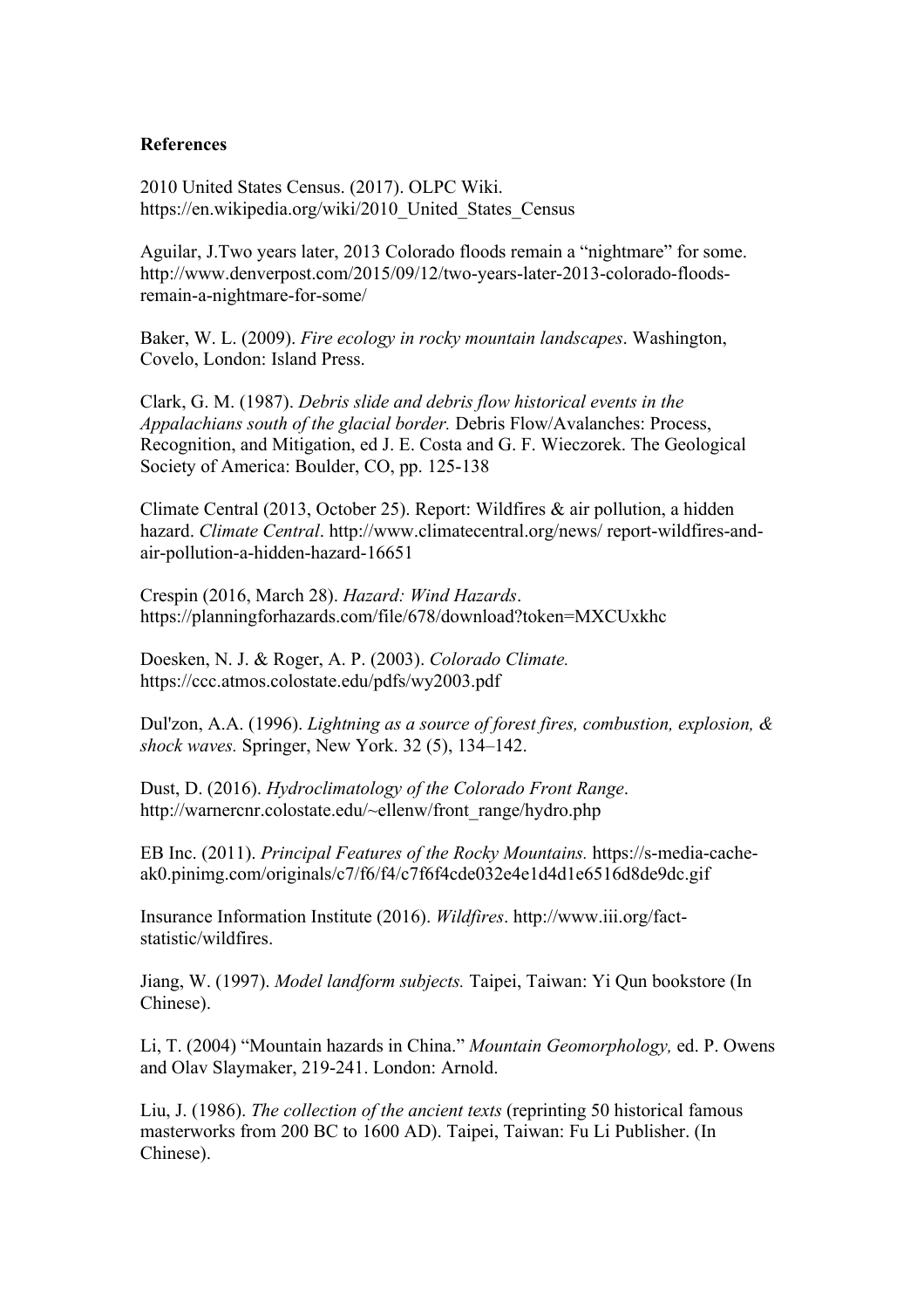**References**

2010 United States Census. (2017). OLPC Wiki. https://en.wikipedia.org/wiki/2010_United_States_Census

Aguilar, J.Two years later, 2013 Colorado floods remain a "nightmare" for some. http://www.denverpost.com/2015/09/12/two-years-later-2013-colorado-floods-remain-a-nightmare-for-some/

Baker, W. L. (2009). *Fire ecology in rocky mountain landscapes*. Washington, Covelo, London: Island Press.

Clark, G. M. (1987). *Debris slide and debris flow historical events in the Appalachians south of the glacial border.* Debris Flow/Avalanches: Process, Recognition, and Mitigation, ed J. E. Costa and G. F. Wieczorek. The Geological Society of America: Boulder, CO, pp. 125-138

Climate Central (2013, October 25). Report: Wildfires & air pollution, a hidden hazard. *Climate Central*. http://www.climatecentral.org/news/ report-wildfires-and-air-pollution-a-hidden-hazard-16651

Crespin (2016, March 28). *Hazard: Wind Hazards*. https://planningforhazards.com/file/678/download?token=MXCUxkhc

Doesken, N. J. & Roger, A. P. (2003). *Colorado Climate.* https://ccc.atmos.colostate.edu/pdfs/wy2003.pdf

Dul'zon, A.A. (1996). *Lightning as a source of forest fires, combustion, explosion, & shock waves.* Springer, New York. 32 (5), 134–142.

Dust, D. (2016). *Hydroclimatology of the Colorado Front Range*. http://warnercnr.colostate.edu/~ellenw/front_range/hydro.php

EB Inc. (2011). *Principal Features of the Rocky Mountains.* https://s-media-cache-ak0.pinimg.com/originals/c7/f6/f4/c7f6f4cde032e4e1d4d1e6516d8de9dc.gif

Insurance Information Institute (2016). *Wildfires*. http://www.iii.org/fact-statistic/wildfires.

Jiang, W. (1997). *Model landform subjects.* Taipei, Taiwan: Yi Qun bookstore (In Chinese).

Li, T. (2004) "Mountain hazards in China." *Mountain Geomorphology,* ed. P. Owens and Olav Slaymaker, 219-241. London: Arnold.

Liu, J. (1986). *The collection of the ancient texts* (reprinting 50 historical famous masterworks from 200 BC to 1600 AD). Taipei, Taiwan: Fu Li Publisher. (In Chinese).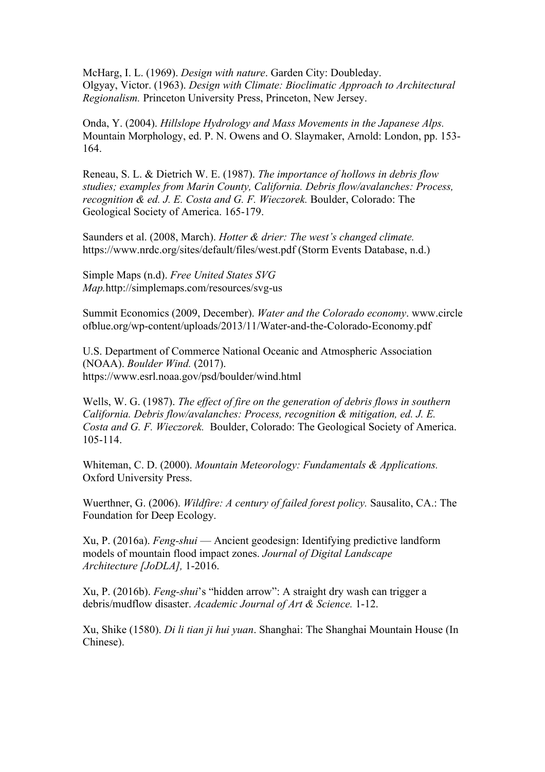McHarg, I. L. (1969). *Design with nature*. Garden City: Doubleday.
Olgyay, Victor. (1963). *Design with Climate: Bioclimatic Approach to Architectural Regionalism.* Princeton University Press, Princeton, New Jersey.

Onda, Y. (2004). *Hillslope Hydrology and Mass Movements in the Japanese Alps.* Mountain Morphology, ed. P. N. Owens and O. Slaymaker, Arnold: London, pp. 153-164.

Reneau, S. L. & Dietrich W. E. (1987). *The importance of hollows in debris flow studies; examples from Marin County, California. Debris flow/avalanches: Process, recognition & ed. J. E. Costa and G. F. Wieczorek.* Boulder, Colorado: The Geological Society of America. 165-179.

Saunders et al. (2008, March). *Hotter & drier: The west's changed climate.* https://www.nrdc.org/sites/default/files/west.pdf (Storm Events Database, n.d.)

Simple Maps (n.d). *Free United States SVG Map.*http://simplemaps.com/resources/svg-us

Summit Economics (2009, December). *Water and the Colorado economy*. www.circleofblue.org/wp-content/uploads/2013/11/Water-and-the-Colorado-Economy.pdf

U.S. Department of Commerce National Oceanic and Atmospheric Association (NOAA). *Boulder Wind.* (2017). https://www.esrl.noaa.gov/psd/boulder/wind.html

Wells, W. G. (1987). *The effect of fire on the generation of debris flows in southern California. Debris flow/avalanches: Process, recognition & mitigation, ed. J. E. Costa and G. F. Wieczorek.* Boulder, Colorado: The Geological Society of America. 105-114.

Whiteman, C. D. (2000). *Mountain Meteorology: Fundamentals & Applications.* Oxford University Press.

Wuerthner, G. (2006). *Wildfire: A century of failed forest policy.* Sausalito, CA.: The Foundation for Deep Ecology.

Xu, P. (2016a). *Feng-shui* — Ancient geodesign: Identifying predictive landform models of mountain flood impact zones. *Journal of Digital Landscape Architecture [JoDLA],* 1-2016.

Xu, P. (2016b). *Feng-shui*'s "hidden arrow": A straight dry wash can trigger a debris/mudflow disaster. *Academic Journal of Art & Science.* 1-12.

Xu, Shike (1580). *Di li tian ji hui yuan*. Shanghai: The Shanghai Mountain House (In Chinese).